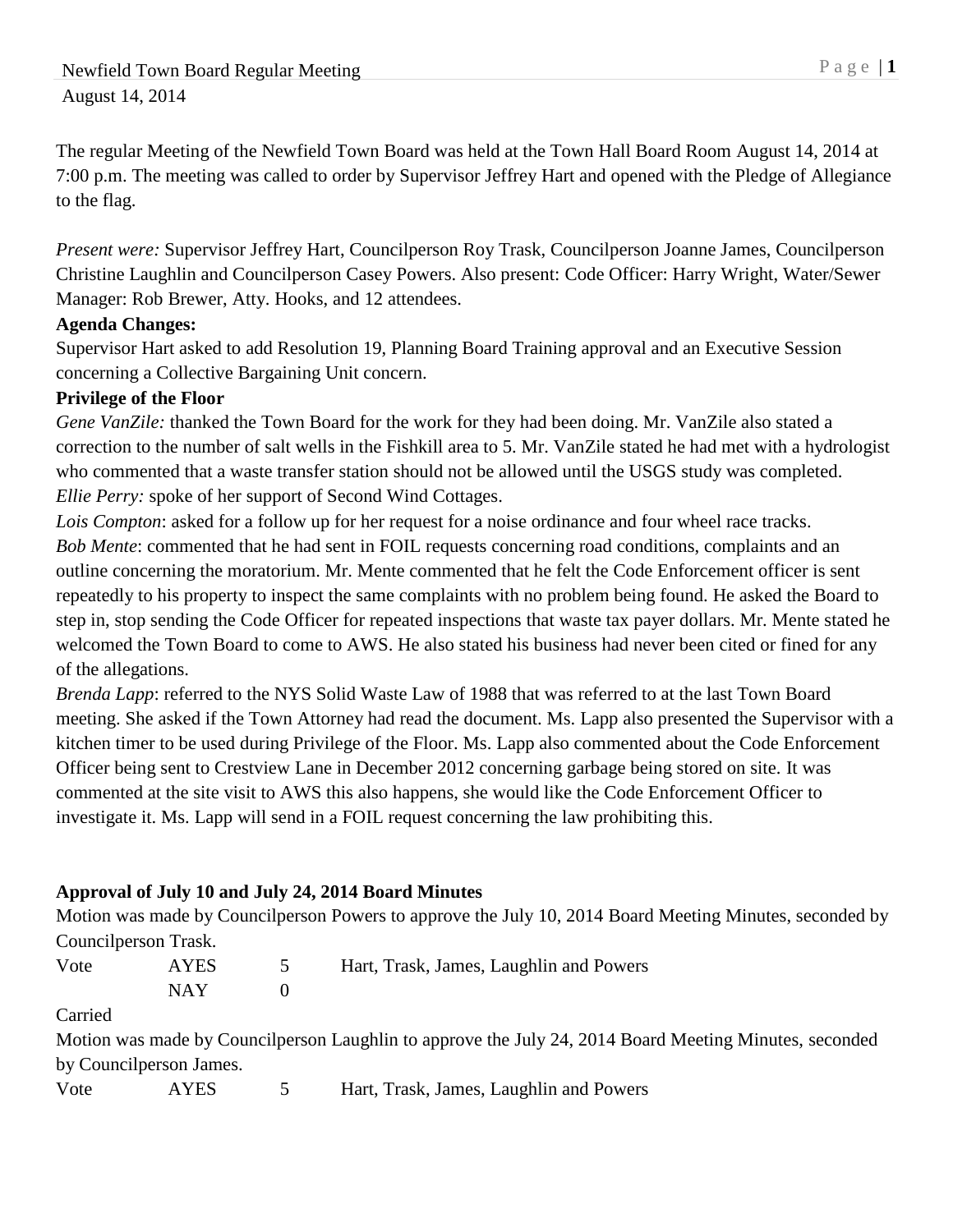The regular Meeting of the Newfield Town Board was held at the Town Hall Board Room August 14, 2014 at 7:00 p.m. The meeting was called to order by Supervisor Jeffrey Hart and opened with the Pledge of Allegiance to the flag.

*Present were:* Supervisor Jeffrey Hart, Councilperson Roy Trask, Councilperson Joanne James, Councilperson Christine Laughlin and Councilperson Casey Powers. Also present: Code Officer: Harry Wright, Water/Sewer Manager: Rob Brewer, Atty. Hooks, and 12 attendees.

**Agenda Changes:**

Supervisor Hart asked to add Resolution 19, Planning Board Training approval and an Executive Session concerning a Collective Bargaining Unit concern.

**Privilege of the Floor**

*Gene VanZile:* thanked the Town Board for the work for they had been doing. Mr. VanZile also stated a correction to the number of salt wells in the Fishkill area to 5. Mr. VanZile stated he had met with a hydrologist who commented that a waste transfer station should not be allowed until the USGS study was completed.

*Ellie Perry:* spoke of her support of Second Wind Cottages.

*Lois Compton*: asked for a follow up for her request for a noise ordinance and four wheel race tracks.

*Bob Mente*: commented that he had sent in FOIL requests concerning road conditions, complaints and an outline concerning the moratorium. Mr. Mente commented that he felt the Code Enforcement officer is sent repeatedly to his property to inspect the same complaints with no problem being found. He asked the Board to step in, stop sending the Code Officer for repeated inspections that waste tax payer dollars. Mr. Mente stated he welcomed the Town Board to come to AWS. He also stated his business had never been cited or fined for any of the allegations.

*Brenda Lapp*: referred to the NYS Solid Waste Law of 1988 that was referred to at the last Town Board meeting. She asked if the Town Attorney had read the document. Ms. Lapp also presented the Supervisor with a kitchen timer to be used during Privilege of the Floor. Ms. Lapp also commented about the Code Enforcement Officer being sent to Crestview Lane in December 2012 concerning garbage being stored on site. It was commented at the site visit to AWS this also happens, she would like the Code Enforcement Officer to investigate it. Ms. Lapp will send in a FOIL request concerning the law prohibiting this.

**Approval of July 10 and July 24, 2014 Board Minutes**

Motion was made by Councilperson Powers to approve the July 10, 2014 Board Meeting Minutes, seconded by Councilperson Trask.

| Vote | AYES | 5 | Hart, Trask, James, Laughlin and Powers |
|---|---|---|---|
| | NAY | 0 | |

Carried

Motion was made by Councilperson Laughlin to approve the July 24, 2014 Board Meeting Minutes, seconded by Councilperson James.

| Vote | AYES | 5 | Hart, Trask, James, Laughlin and Powers |
|---|---|---|---|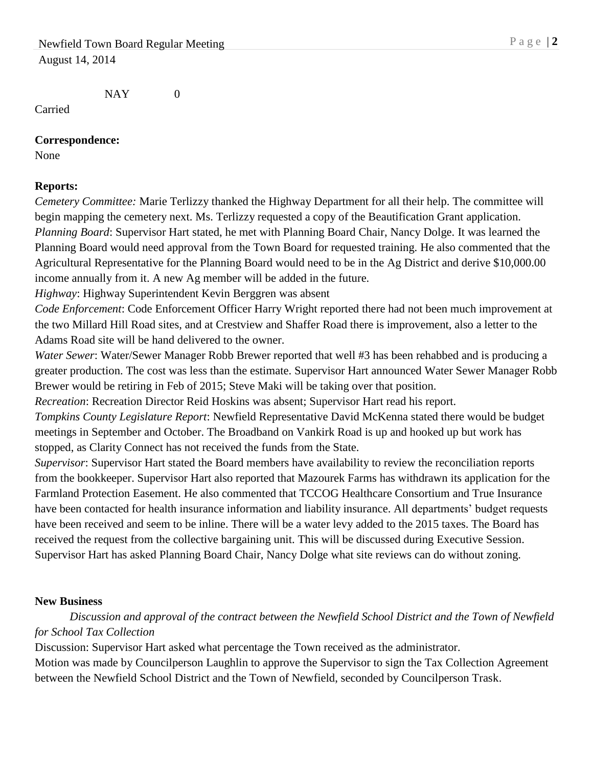NAY 0

Carried

**Correspondence:**
None

**Reports:**
*Cemetery Committee:* Marie Terlizzy thanked the Highway Department for all their help. The committee will begin mapping the cemetery next. Ms. Terlizzy requested a copy of the Beautification Grant application.
*Planning Board*: Supervisor Hart stated, he met with Planning Board Chair, Nancy Dolge. It was learned the Planning Board would need approval from the Town Board for requested training. He also commented that the Agricultural Representative for the Planning Board would need to be in the Ag District and derive $10,000.00 income annually from it. A new Ag member will be added in the future.
*Highway*: Highway Superintendent Kevin Berggren was absent
*Code Enforcement*: Code Enforcement Officer Harry Wright reported there had not been much improvement at the two Millard Hill Road sites, and at Crestview and Shaffer Road there is improvement, also a letter to the Adams Road site will be hand delivered to the owner.
*Water Sewer*: Water/Sewer Manager Robb Brewer reported that well #3 has been rehabbed and is producing a greater production. The cost was less than the estimate. Supervisor Hart announced Water Sewer Manager Robb Brewer would be retiring in Feb of 2015; Steve Maki will be taking over that position.
*Recreation*: Recreation Director Reid Hoskins was absent; Supervisor Hart read his report.
*Tompkins County Legislature Report*: Newfield Representative David McKenna stated there would be budget meetings in September and October. The Broadband on Vankirk Road is up and hooked up but work has stopped, as Clarity Connect has not received the funds from the State.
*Supervisor*: Supervisor Hart stated the Board members have availability to review the reconciliation reports from the bookkeeper. Supervisor Hart also reported that Mazourek Farms has withdrawn its application for the Farmland Protection Easement. He also commented that TCCOG Healthcare Consortium and True Insurance have been contacted for health insurance information and liability insurance. All departments' budget requests have been received and seem to be inline. There will be a water levy added to the 2015 taxes. The Board has received the request from the collective bargaining unit. This will be discussed during Executive Session. Supervisor Hart has asked Planning Board Chair, Nancy Dolge what site reviews can do without zoning.

**New Business**

*Discussion and approval of the contract between the Newfield School District and the Town of Newfield for School Tax Collection*

Discussion: Supervisor Hart asked what percentage the Town received as the administrator.
Motion was made by Councilperson Laughlin to approve the Supervisor to sign the Tax Collection Agreement between the Newfield School District and the Town of Newfield, seconded by Councilperson Trask.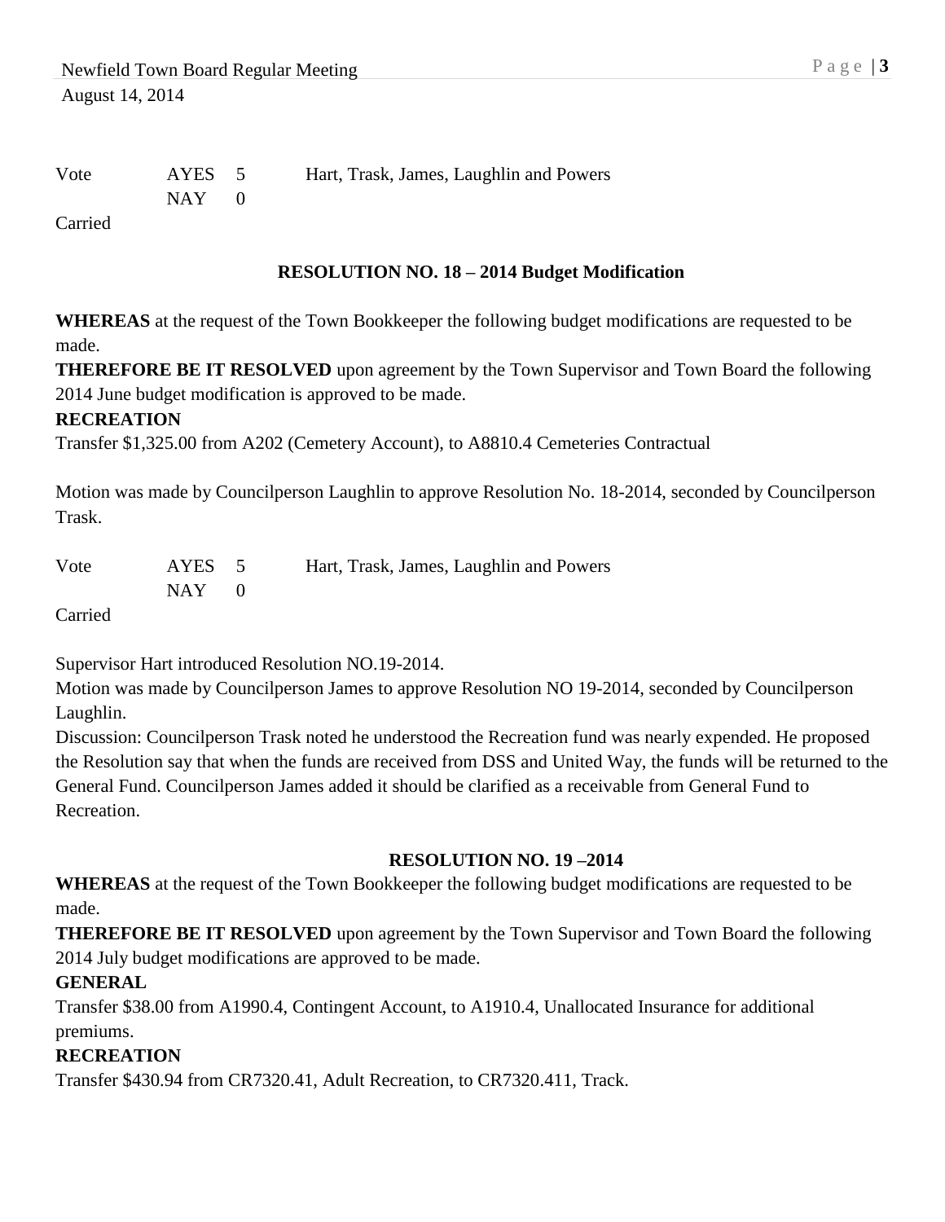| Vote | AYES 5 | Hart, Trask, James, Laughlin and Powers |
|---|---|---|
| | NAY 0 | |

Carried

### RESOLUTION NO. 18 – 2014 Budget Modification

**WHEREAS** at the request of the Town Bookkeeper the following budget modifications are requested to be made.

**THEREFORE BE IT RESOLVED** upon agreement by the Town Supervisor and Town Board the following 2014 June budget modification is approved to be made.

**RECREATION**

Transfer $1,325.00 from A202 (Cemetery Account), to A8810.4 Cemeteries Contractual

Motion was made by Councilperson Laughlin to approve Resolution No. 18-2014, seconded by Councilperson Trask.

| Vote | AYES 5 | Hart, Trask, James, Laughlin and Powers |
|---|---|---|
| | NAY 0 | |

Carried

Supervisor Hart introduced Resolution NO.19-2014.

Motion was made by Councilperson James to approve Resolution NO 19-2014, seconded by Councilperson Laughlin.

Discussion: Councilperson Trask noted he understood the Recreation fund was nearly expended. He proposed the Resolution say that when the funds are received from DSS and United Way, the funds will be returned to the General Fund. Councilperson James added it should be clarified as a receivable from General Fund to Recreation.

### RESOLUTION NO. 19 –2014

**WHEREAS** at the request of the Town Bookkeeper the following budget modifications are requested to be made.

**THEREFORE BE IT RESOLVED** upon agreement by the Town Supervisor and Town Board the following 2014 July budget modifications are approved to be made.

**GENERAL**

Transfer $38.00 from A1990.4, Contingent Account, to A1910.4, Unallocated Insurance for additional premiums.

**RECREATION**

Transfer $430.94 from CR7320.41, Adult Recreation, to CR7320.411, Track.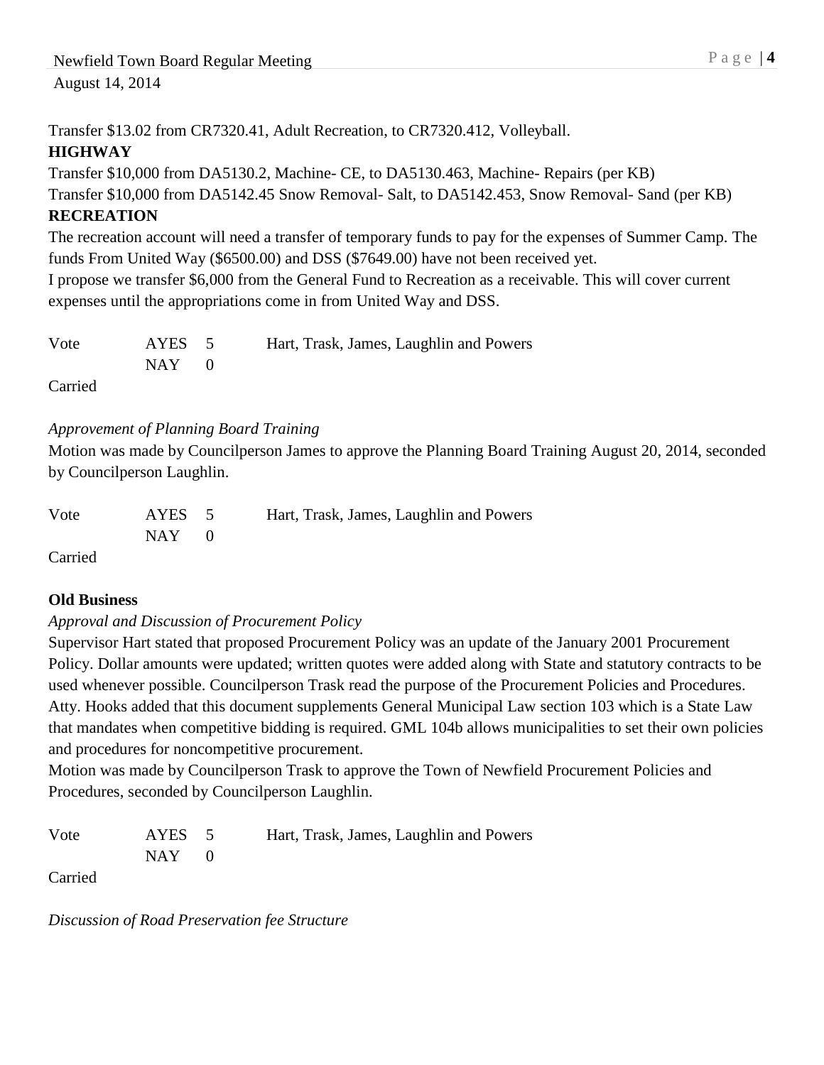Transfer $13.02 from CR7320.41, Adult Recreation, to CR7320.412, Volleyball.

**HIGHWAY**

Transfer $10,000 from DA5130.2, Machine- CE, to DA5130.463, Machine- Repairs (per KB)

Transfer $10,000 from DA5142.45 Snow Removal- Salt, to DA5142.453, Snow Removal- Sand (per KB)

**RECREATION**

The recreation account will need a transfer of temporary funds to pay for the expenses of Summer Camp. The funds From United Way ($6500.00) and DSS ($7649.00) have not been received yet.

I propose we transfer $6,000 from the General Fund to Recreation as a receivable. This will cover current expenses until the appropriations come in from United Way and DSS.

| Vote | AYES 5 | Hart, Trask, James, Laughlin and Powers |
|---|---|---|
| | NAY 0 | |

Carried

*Approvement of Planning Board Training*

Motion was made by Councilperson James to approve the Planning Board Training August 20, 2014, seconded by Councilperson Laughlin.

| Vote | AYES 5 | Hart, Trask, James, Laughlin and Powers |
|---|---|---|
| | NAY 0 | |

Carried

**Old Business**

*Approval and Discussion of Procurement Policy*

Supervisor Hart stated that proposed Procurement Policy was an update of the January 2001 Procurement Policy. Dollar amounts were updated; written quotes were added along with State and statutory contracts to be used whenever possible. Councilperson Trask read the purpose of the Procurement Policies and Procedures. Atty. Hooks added that this document supplements General Municipal Law section 103 which is a State Law that mandates when competitive bidding is required. GML 104b allows municipalities to set their own policies and procedures for noncompetitive procurement.

Motion was made by Councilperson Trask to approve the Town of Newfield Procurement Policies and Procedures, seconded by Councilperson Laughlin.

| Vote | AYES 5 | Hart, Trask, James, Laughlin and Powers |
|---|---|---|
| | NAY 0 | |

Carried

*Discussion of Road Preservation fee Structure*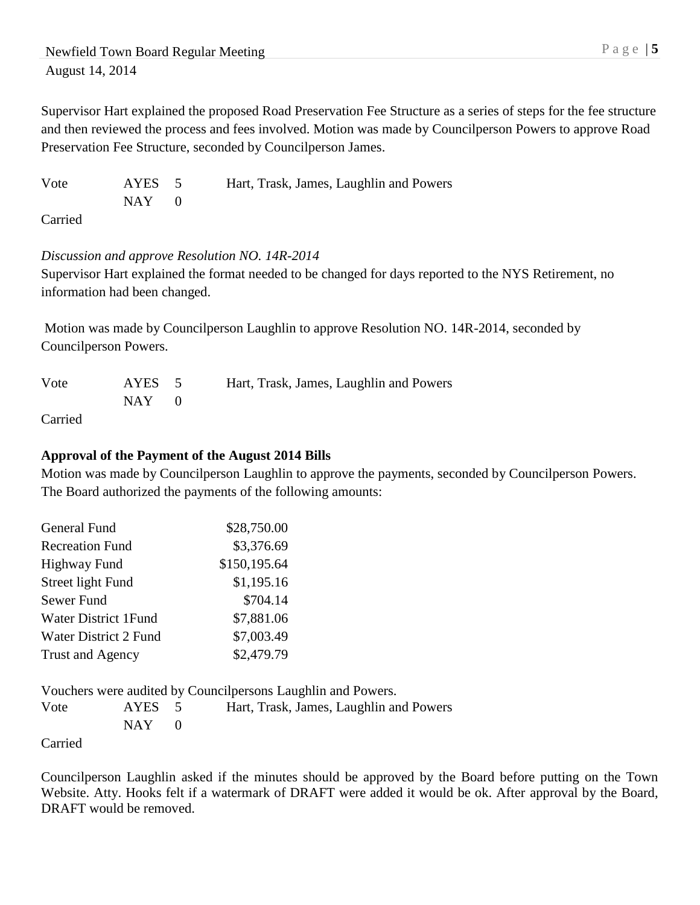Supervisor Hart explained the proposed Road Preservation Fee Structure as a series of steps for the fee structure and then reviewed the process and fees involved. Motion was made by Councilperson Powers to approve Road Preservation Fee Structure, seconded by Councilperson James.

| Vote | AYES | 5 | Hart, Trask, James, Laughlin and Powers |
|---|---|---|---|
| | NAY | 0 | |

Carried

*Discussion and approve Resolution NO. 14R-2014*

Supervisor Hart explained the format needed to be changed for days reported to the NYS Retirement, no information had been changed.

Motion was made by Councilperson Laughlin to approve Resolution NO. 14R-2014, seconded by Councilperson Powers.

| Vote | AYES | 5 | Hart, Trask, James, Laughlin and Powers |
|---|---|---|---|
| | NAY | 0 | |

Carried

**Approval of the Payment of the August 2014 Bills**

Motion was made by Councilperson Laughlin to approve the payments, seconded by Councilperson Powers. The Board authorized the payments of the following amounts:

| Fund | Amount |
|---|---|
| General Fund | $28,750.00 |
| Recreation Fund | $3,376.69 |
| Highway Fund | $150,195.64 |
| Street light Fund | $1,195.16 |
| Sewer Fund | $704.14 |
| Water District 1Fund | $7,881.06 |
| Water District 2 Fund | $7,003.49 |
| Trust and Agency | $2,479.79 |

Vouchers were audited by Councilpersons Laughlin and Powers.

| Vote | AYES | 5 | Hart, Trask, James, Laughlin and Powers |
|---|---|---|---|
| | NAY | 0 | |

Carried

Councilperson Laughlin asked if the minutes should be approved by the Board before putting on the Town Website. Atty. Hooks felt if a watermark of DRAFT were added it would be ok. After approval by the Board, DRAFT would be removed.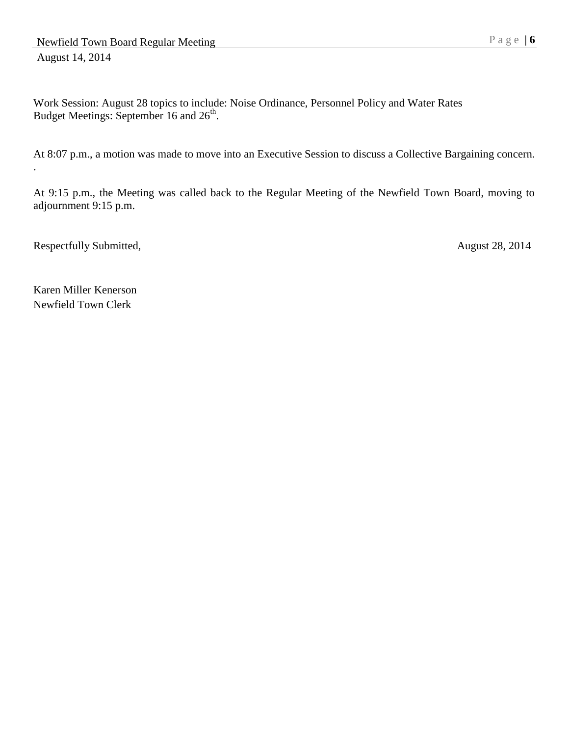Work Session: August 28 topics to include: Noise Ordinance, Personnel Policy and Water Rates
Budget Meetings: September 16 and 26th.

At 8:07 p.m., a motion was made to move into an Executive Session to discuss a Collective Bargaining concern.
.

At 9:15 p.m., the Meeting was called back to the Regular Meeting of the Newfield Town Board, moving to adjournment 9:15 p.m.

Respectfully Submitted, August 28, 2014

Karen Miller Kenerson
Newfield Town Clerk